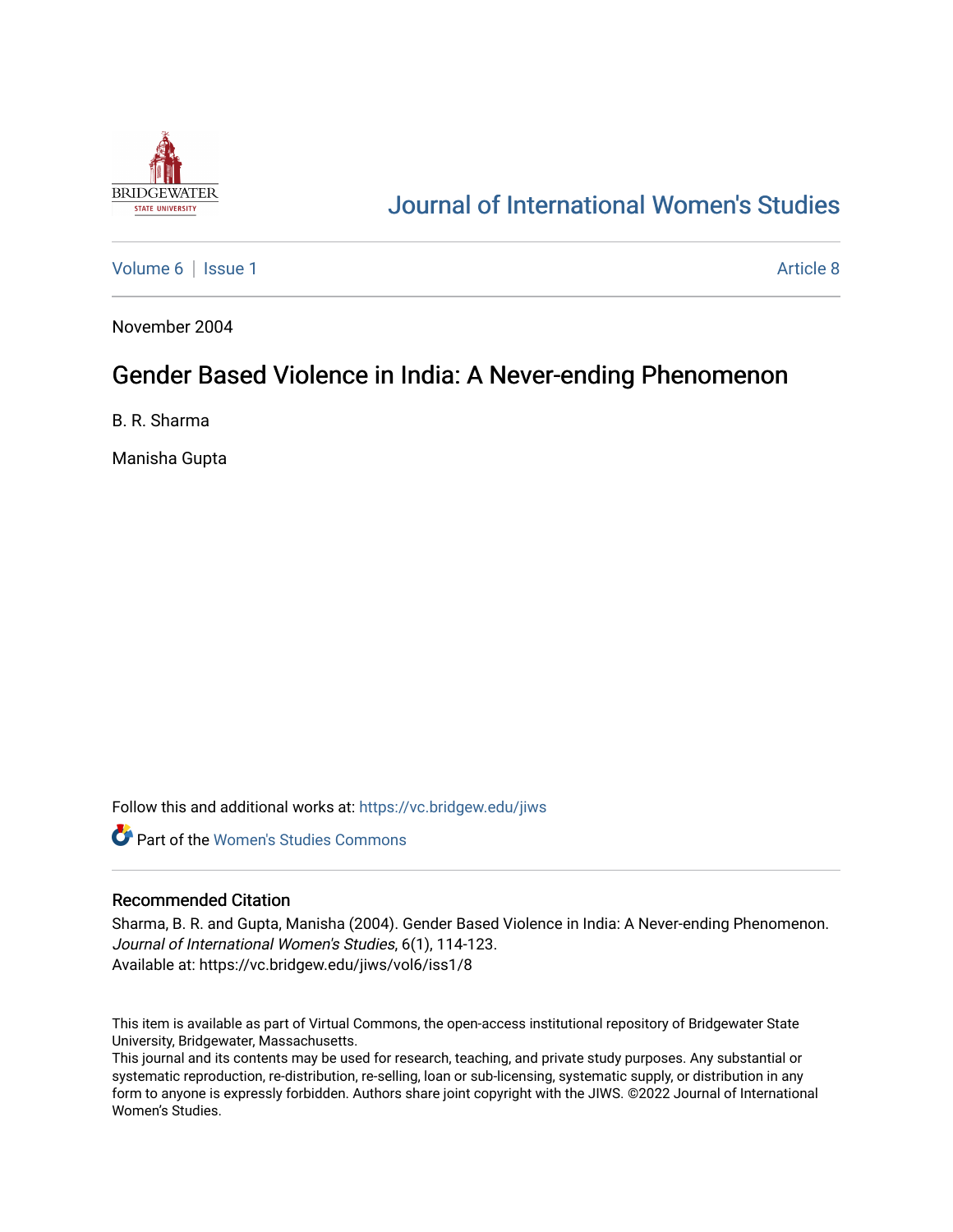# Journal of International Women's Studies

Volume 6 | Issue 1 Article 8

November 2004

## Gender Based Violence in India: A Never-ending Phenomenon

B. R. Sharma

Manisha Gupta

Follow this and additional works at: https://vc.bridgew.edu/jiws

Part of the Women's Studies Commons

### Recommended Citation

Sharma, B. R. and Gupta, Manisha (2004). Gender Based Violence in India: A Never-ending Phenomenon. *Journal of International Women's Studies*, 6(1), 114-123.
Available at: https://vc.bridgew.edu/jiws/vol6/iss1/8

This item is available as part of Virtual Commons, the open-access institutional repository of Bridgewater State University, Bridgewater, Massachusetts.
This journal and its contents may be used for research, teaching, and private study purposes. Any substantial or systematic reproduction, re-distribution, re-selling, loan or sub-licensing, systematic supply, or distribution in any form to anyone is expressly forbidden. Authors share joint copyright with the JIWS. ©2022 Journal of International Women's Studies.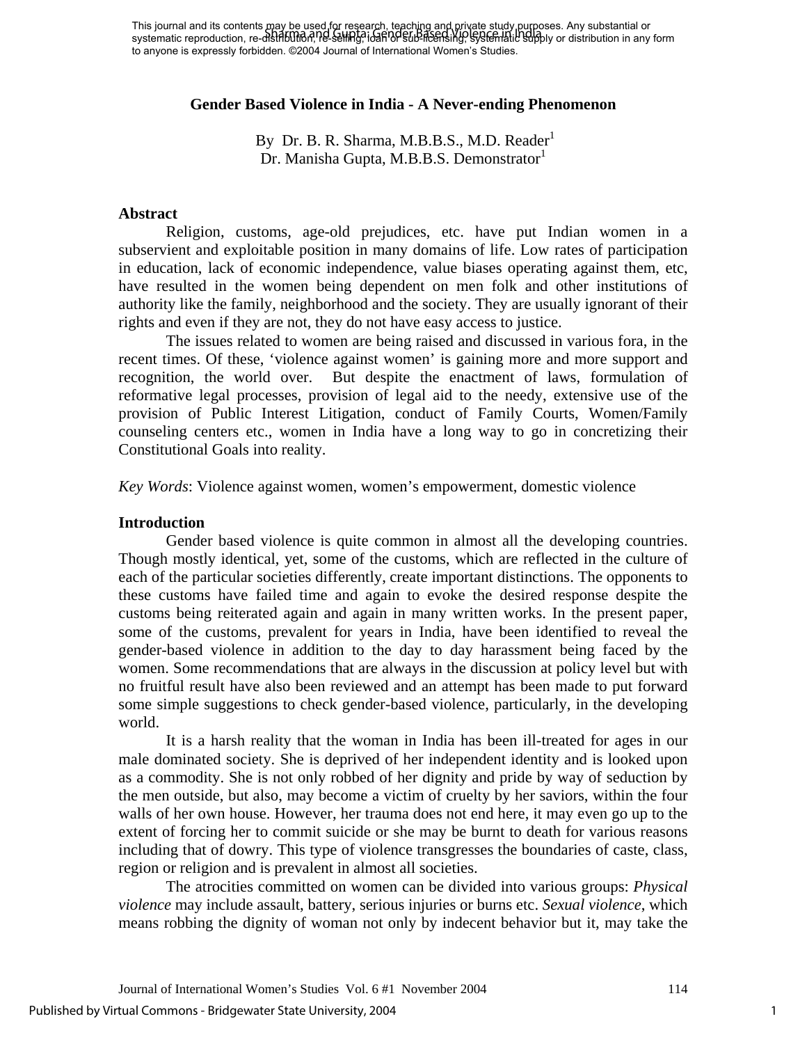# Gender Based Violence in India - A Never-ending Phenomenon

By Dr. B. R. Sharma, M.B.B.S., M.D. Reader[1]
Dr. Manisha Gupta, M.B.B.S. Demonstrator[1]

## Abstract

Religion, customs, age-old prejudices, etc. have put Indian women in a subservient and exploitable position in many domains of life. Low rates of participation in education, lack of economic independence, value biases operating against them, etc, have resulted in the women being dependent on men folk and other institutions of authority like the family, neighborhood and the society. They are usually ignorant of their rights and even if they are not, they do not have easy access to justice.

The issues related to women are being raised and discussed in various fora, in the recent times. Of these, 'violence against women' is gaining more and more support and recognition, the world over. But despite the enactment of laws, formulation of reformative legal processes, provision of legal aid to the needy, extensive use of the provision of Public Interest Litigation, conduct of Family Courts, Women/Family counseling centers etc., women in India have a long way to go in concretizing their Constitutional Goals into reality.

*Key Words*: Violence against women, women's empowerment, domestic violence

## Introduction

Gender based violence is quite common in almost all the developing countries. Though mostly identical, yet, some of the customs, which are reflected in the culture of each of the particular societies differently, create important distinctions. The opponents to these customs have failed time and again to evoke the desired response despite the customs being reiterated again and again in many written works. In the present paper, some of the customs, prevalent for years in India, have been identified to reveal the gender-based violence in addition to the day to day harassment being faced by the women. Some recommendations that are always in the discussion at policy level but with no fruitful result have also been reviewed and an attempt has been made to put forward some simple suggestions to check gender-based violence, particularly, in the developing world.

It is a harsh reality that the woman in India has been ill-treated for ages in our male dominated society. She is deprived of her independent identity and is looked upon as a commodity. She is not only robbed of her dignity and pride by way of seduction by the men outside, but also, may become a victim of cruelty by her saviors, within the four walls of her own house. However, her trauma does not end here, it may even go up to the extent of forcing her to commit suicide or she may be burnt to death for various reasons including that of dowry. This type of violence transgresses the boundaries of caste, class, region or religion and is prevalent in almost all societies.

The atrocities committed on women can be divided into various groups: *Physical violence* may include assault, battery, serious injuries or burns etc. *Sexual violence*, which means robbing the dignity of woman not only by indecent behavior but it, may take the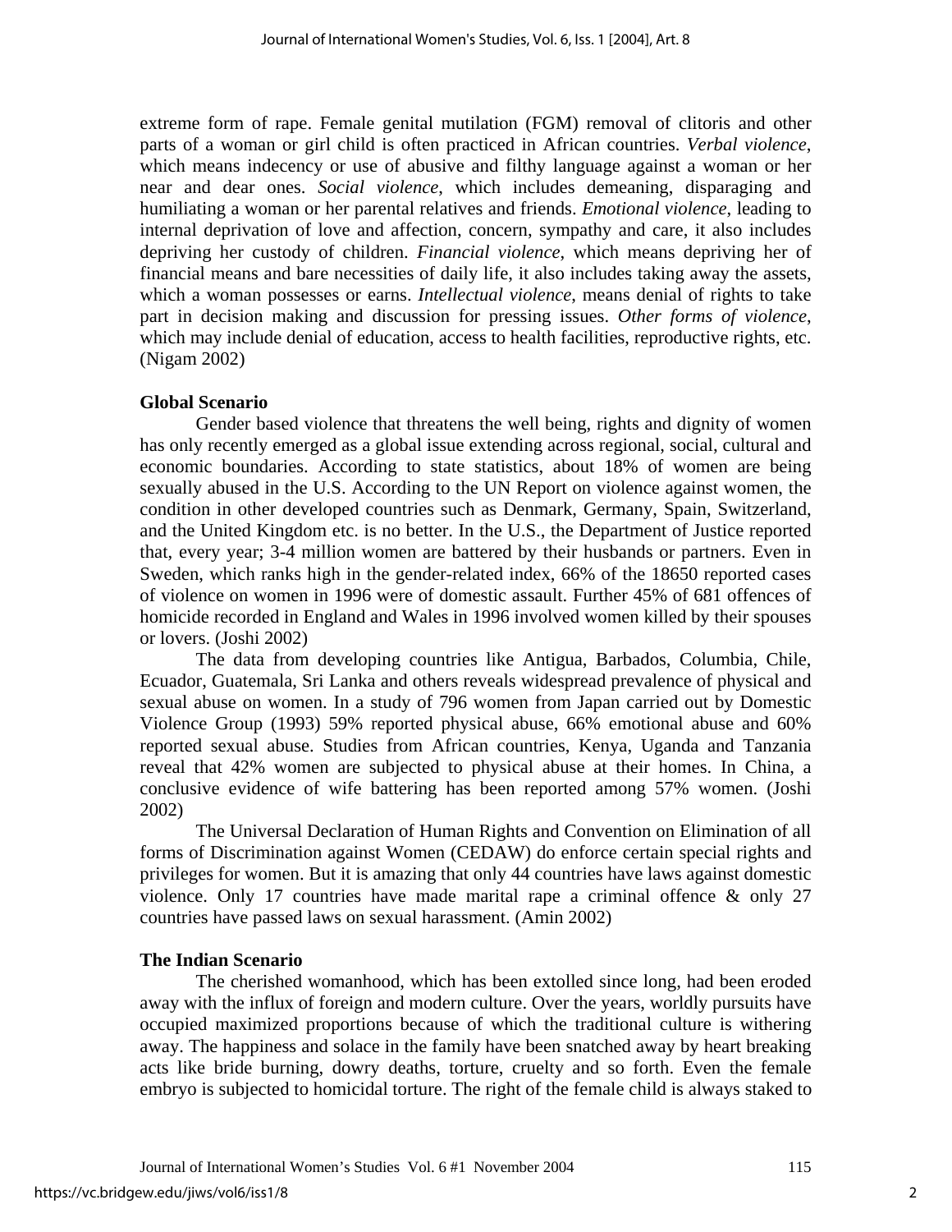extreme form of rape. Female genital mutilation (FGM) removal of clitoris and other parts of a woman or girl child is often practiced in African countries. *Verbal violence*, which means indecency or use of abusive and filthy language against a woman or her near and dear ones. *Social violence*, which includes demeaning, disparaging and humiliating a woman or her parental relatives and friends. *Emotional violence*, leading to internal deprivation of love and affection, concern, sympathy and care, it also includes depriving her custody of children. *Financial violence*, which means depriving her of financial means and bare necessities of daily life, it also includes taking away the assets, which a woman possesses or earns. *Intellectual violence*, means denial of rights to take part in decision making and discussion for pressing issues. *Other forms of violence*, which may include denial of education, access to health facilities, reproductive rights, etc. (Nigam 2002)

**Global Scenario**

Gender based violence that threatens the well being, rights and dignity of women has only recently emerged as a global issue extending across regional, social, cultural and economic boundaries. According to state statistics, about 18% of women are being sexually abused in the U.S. According to the UN Report on violence against women, the condition in other developed countries such as Denmark, Germany, Spain, Switzerland, and the United Kingdom etc. is no better. In the U.S., the Department of Justice reported that, every year; 3-4 million women are battered by their husbands or partners. Even in Sweden, which ranks high in the gender-related index, 66% of the 18650 reported cases of violence on women in 1996 were of domestic assault. Further 45% of 681 offences of homicide recorded in England and Wales in 1996 involved women killed by their spouses or lovers. (Joshi 2002)

The data from developing countries like Antigua, Barbados, Columbia, Chile, Ecuador, Guatemala, Sri Lanka and others reveals widespread prevalence of physical and sexual abuse on women. In a study of 796 women from Japan carried out by Domestic Violence Group (1993) 59% reported physical abuse, 66% emotional abuse and 60% reported sexual abuse. Studies from African countries, Kenya, Uganda and Tanzania reveal that 42% women are subjected to physical abuse at their homes. In China, a conclusive evidence of wife battering has been reported among 57% women. (Joshi 2002)

The Universal Declaration of Human Rights and Convention on Elimination of all forms of Discrimination against Women (CEDAW) do enforce certain special rights and privileges for women. But it is amazing that only 44 countries have laws against domestic violence. Only 17 countries have made marital rape a criminal offence & only 27 countries have passed laws on sexual harassment. (Amin 2002)

**The Indian Scenario**

The cherished womanhood, which has been extolled since long, had been eroded away with the influx of foreign and modern culture. Over the years, worldly pursuits have occupied maximized proportions because of which the traditional culture is withering away. The happiness and solace in the family have been snatched away by heart breaking acts like bride burning, dowry deaths, torture, cruelty and so forth. Even the female embryo is subjected to homicidal torture. The right of the female child is always staked to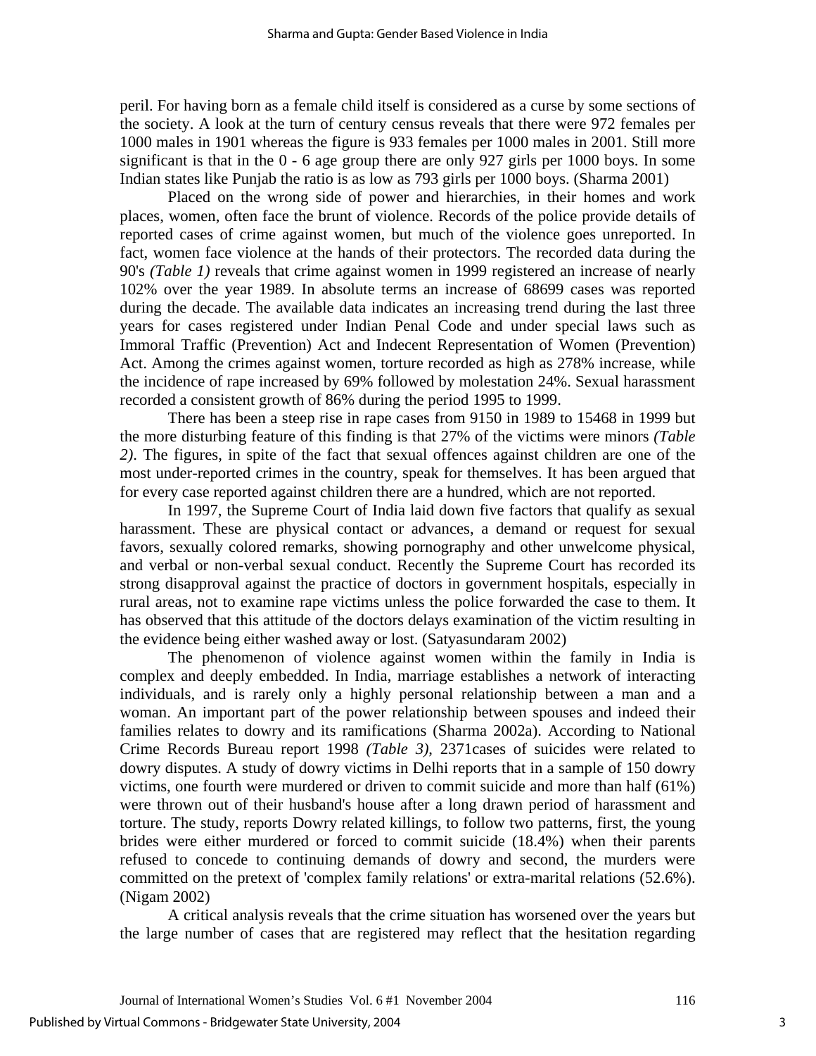peril. For having born as a female child itself is considered as a curse by some sections of the society. A look at the turn of century census reveals that there were 972 females per 1000 males in 1901 whereas the figure is 933 females per 1000 males in 2001. Still more significant is that in the 0 - 6 age group there are only 927 girls per 1000 boys. In some Indian states like Punjab the ratio is as low as 793 girls per 1000 boys. (Sharma 2001)

Placed on the wrong side of power and hierarchies, in their homes and work places, women, often face the brunt of violence. Records of the police provide details of reported cases of crime against women, but much of the violence goes unreported. In fact, women face violence at the hands of their protectors. The recorded data during the 90's *(Table 1)* reveals that crime against women in 1999 registered an increase of nearly 102% over the year 1989. In absolute terms an increase of 68699 cases was reported during the decade. The available data indicates an increasing trend during the last three years for cases registered under Indian Penal Code and under special laws such as Immoral Traffic (Prevention) Act and Indecent Representation of Women (Prevention) Act. Among the crimes against women, torture recorded as high as 278% increase, while the incidence of rape increased by 69% followed by molestation 24%. Sexual harassment recorded a consistent growth of 86% during the period 1995 to 1999.

There has been a steep rise in rape cases from 9150 in 1989 to 15468 in 1999 but the more disturbing feature of this finding is that 27% of the victims were minors *(Table 2)*. The figures, in spite of the fact that sexual offences against children are one of the most under-reported crimes in the country, speak for themselves. It has been argued that for every case reported against children there are a hundred, which are not reported.

In 1997, the Supreme Court of India laid down five factors that qualify as sexual harassment. These are physical contact or advances, a demand or request for sexual favors, sexually colored remarks, showing pornography and other unwelcome physical, and verbal or non-verbal sexual conduct. Recently the Supreme Court has recorded its strong disapproval against the practice of doctors in government hospitals, especially in rural areas, not to examine rape victims unless the police forwarded the case to them. It has observed that this attitude of the doctors delays examination of the victim resulting in the evidence being either washed away or lost. (Satyasundaram 2002)

The phenomenon of violence against women within the family in India is complex and deeply embedded. In India, marriage establishes a network of interacting individuals, and is rarely only a highly personal relationship between a man and a woman. An important part of the power relationship between spouses and indeed their families relates to dowry and its ramifications (Sharma 2002a). According to National Crime Records Bureau report 1998 *(Table 3)*, 2371cases of suicides were related to dowry disputes. A study of dowry victims in Delhi reports that in a sample of 150 dowry victims, one fourth were murdered or driven to commit suicide and more than half (61%) were thrown out of their husband's house after a long drawn period of harassment and torture. The study, reports Dowry related killings, to follow two patterns, first, the young brides were either murdered or forced to commit suicide (18.4%) when their parents refused to concede to continuing demands of dowry and second, the murders were committed on the pretext of 'complex family relations' or extra-marital relations (52.6%). (Nigam 2002)

A critical analysis reveals that the crime situation has worsened over the years but the large number of cases that are registered may reflect that the hesitation regarding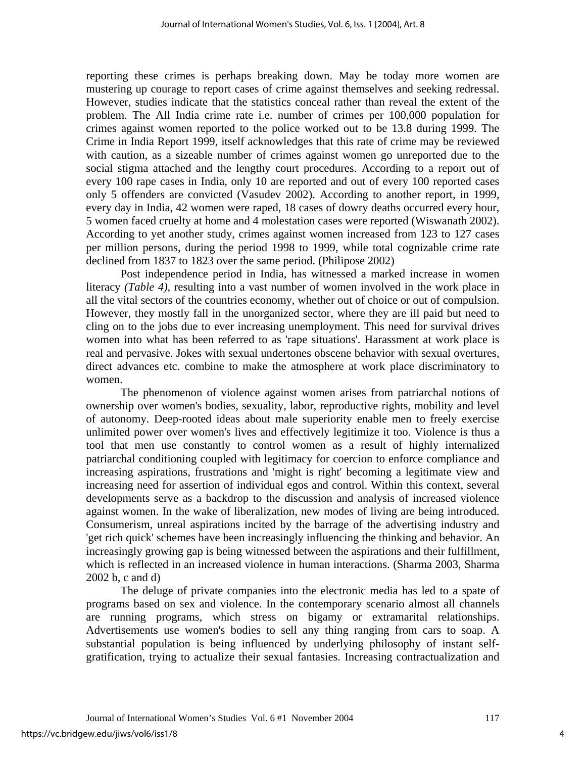reporting these crimes is perhaps breaking down. May be today more women are mustering up courage to report cases of crime against themselves and seeking redressal. However, studies indicate that the statistics conceal rather than reveal the extent of the problem. The All India crime rate i.e. number of crimes per 100,000 population for crimes against women reported to the police worked out to be 13.8 during 1999. The Crime in India Report 1999, itself acknowledges that this rate of crime may be reviewed with caution, as a sizeable number of crimes against women go unreported due to the social stigma attached and the lengthy court procedures. According to a report out of every 100 rape cases in India, only 10 are reported and out of every 100 reported cases only 5 offenders are convicted (Vasudev 2002). According to another report, in 1999, every day in India, 42 women were raped, 18 cases of dowry deaths occurred every hour, 5 women faced cruelty at home and 4 molestation cases were reported (Wiswanath 2002). According to yet another study, crimes against women increased from 123 to 127 cases per million persons, during the period 1998 to 1999, while total cognizable crime rate declined from 1837 to 1823 over the same period. (Philipose 2002)

Post independence period in India, has witnessed a marked increase in women literacy *(Table 4)*, resulting into a vast number of women involved in the work place in all the vital sectors of the countries economy, whether out of choice or out of compulsion. However, they mostly fall in the unorganized sector, where they are ill paid but need to cling on to the jobs due to ever increasing unemployment. This need for survival drives women into what has been referred to as 'rape situations'. Harassment at work place is real and pervasive. Jokes with sexual undertones obscene behavior with sexual overtures, direct advances etc. combine to make the atmosphere at work place discriminatory to women.

The phenomenon of violence against women arises from patriarchal notions of ownership over women's bodies, sexuality, labor, reproductive rights, mobility and level of autonomy. Deep-rooted ideas about male superiority enable men to freely exercise unlimited power over women's lives and effectively legitimize it too. Violence is thus a tool that men use constantly to control women as a result of highly internalized patriarchal conditioning coupled with legitimacy for coercion to enforce compliance and increasing aspirations, frustrations and 'might is right' becoming a legitimate view and increasing need for assertion of individual egos and control. Within this context, several developments serve as a backdrop to the discussion and analysis of increased violence against women. In the wake of liberalization, new modes of living are being introduced. Consumerism, unreal aspirations incited by the barrage of the advertising industry and 'get rich quick' schemes have been increasingly influencing the thinking and behavior. An increasingly growing gap is being witnessed between the aspirations and their fulfillment, which is reflected in an increased violence in human interactions. (Sharma 2003, Sharma 2002 b, c and d)

The deluge of private companies into the electronic media has led to a spate of programs based on sex and violence. In the contemporary scenario almost all channels are running programs, which stress on bigamy or extramarital relationships. Advertisements use women's bodies to sell any thing ranging from cars to soap. A substantial population is being influenced by underlying philosophy of instant self-gratification, trying to actualize their sexual fantasies. Increasing contractualization and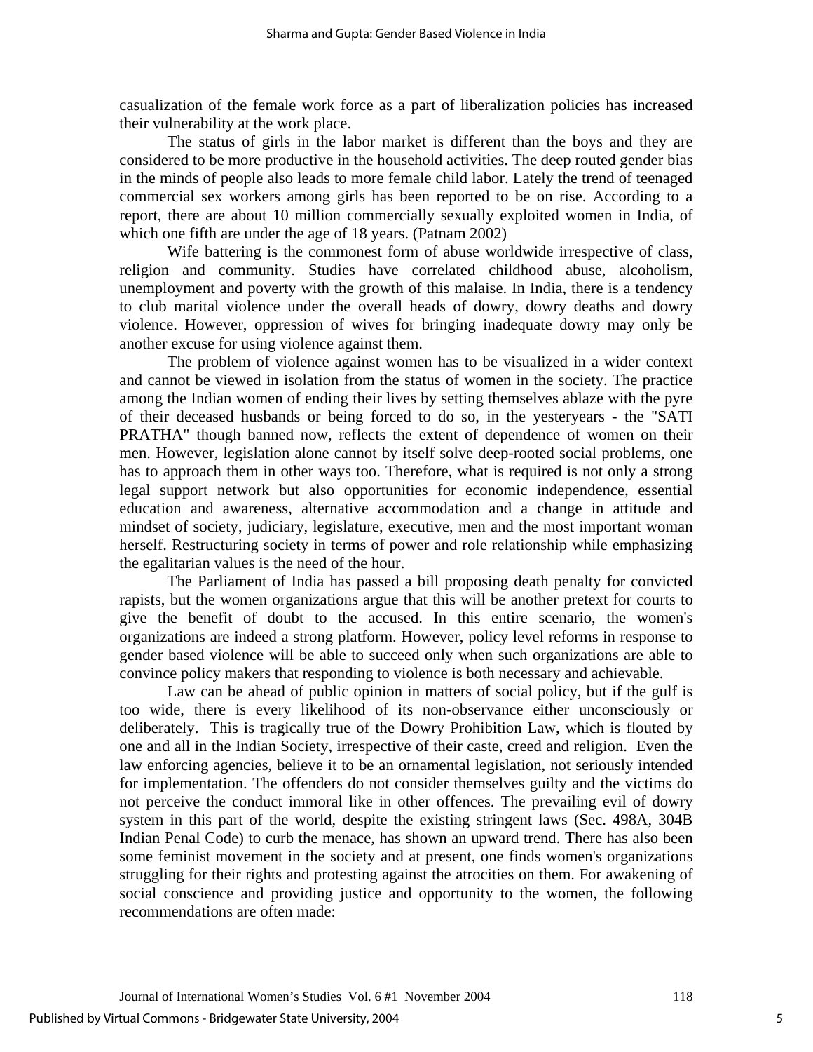casualization of the female work force as a part of liberalization policies has increased their vulnerability at the work place.

The status of girls in the labor market is different than the boys and they are considered to be more productive in the household activities. The deep routed gender bias in the minds of people also leads to more female child labor. Lately the trend of teenaged commercial sex workers among girls has been reported to be on rise. According to a report, there are about 10 million commercially sexually exploited women in India, of which one fifth are under the age of 18 years. (Patnam 2002)

Wife battering is the commonest form of abuse worldwide irrespective of class, religion and community. Studies have correlated childhood abuse, alcoholism, unemployment and poverty with the growth of this malaise. In India, there is a tendency to club marital violence under the overall heads of dowry, dowry deaths and dowry violence. However, oppression of wives for bringing inadequate dowry may only be another excuse for using violence against them.

The problem of violence against women has to be visualized in a wider context and cannot be viewed in isolation from the status of women in the society. The practice among the Indian women of ending their lives by setting themselves ablaze with the pyre of their deceased husbands or being forced to do so, in the yesteryears - the "SATI PRATHA" though banned now, reflects the extent of dependence of women on their men. However, legislation alone cannot by itself solve deep-rooted social problems, one has to approach them in other ways too. Therefore, what is required is not only a strong legal support network but also opportunities for economic independence, essential education and awareness, alternative accommodation and a change in attitude and mindset of society, judiciary, legislature, executive, men and the most important woman herself. Restructuring society in terms of power and role relationship while emphasizing the egalitarian values is the need of the hour.

The Parliament of India has passed a bill proposing death penalty for convicted rapists, but the women organizations argue that this will be another pretext for courts to give the benefit of doubt to the accused. In this entire scenario, the women's organizations are indeed a strong platform. However, policy level reforms in response to gender based violence will be able to succeed only when such organizations are able to convince policy makers that responding to violence is both necessary and achievable.

Law can be ahead of public opinion in matters of social policy, but if the gulf is too wide, there is every likelihood of its non-observance either unconsciously or deliberately. This is tragically true of the Dowry Prohibition Law, which is flouted by one and all in the Indian Society, irrespective of their caste, creed and religion. Even the law enforcing agencies, believe it to be an ornamental legislation, not seriously intended for implementation. The offenders do not consider themselves guilty and the victims do not perceive the conduct immoral like in other offences. The prevailing evil of dowry system in this part of the world, despite the existing stringent laws (Sec. 498A, 304B Indian Penal Code) to curb the menace, has shown an upward trend. There has also been some feminist movement in the society and at present, one finds women's organizations struggling for their rights and protesting against the atrocities on them. For awakening of social conscience and providing justice and opportunity to the women, the following recommendations are often made: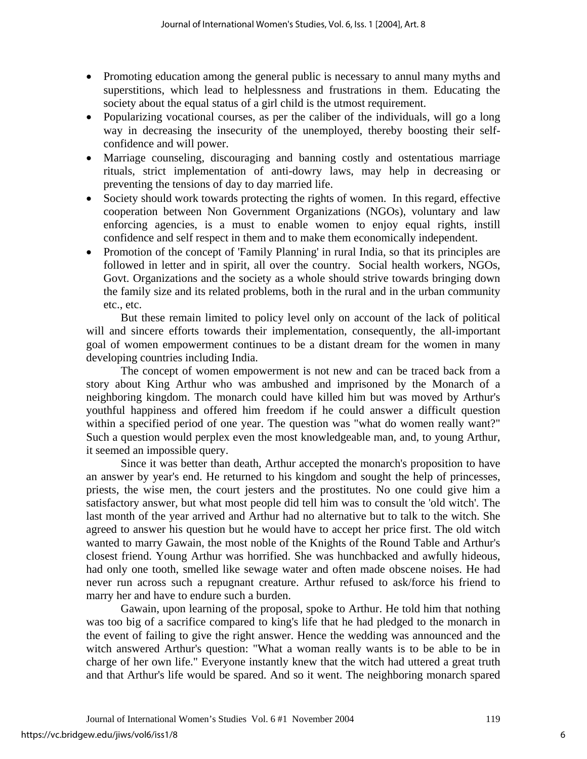- Promoting education among the general public is necessary to annul many myths and superstitions, which lead to helplessness and frustrations in them. Educating the society about the equal status of a girl child is the utmost requirement.
- Popularizing vocational courses, as per the caliber of the individuals, will go a long way in decreasing the insecurity of the unemployed, thereby boosting their self-confidence and will power.
- Marriage counseling, discouraging and banning costly and ostentatious marriage rituals, strict implementation of anti-dowry laws, may help in decreasing or preventing the tensions of day to day married life.
- Society should work towards protecting the rights of women. In this regard, effective cooperation between Non Government Organizations (NGOs), voluntary and law enforcing agencies, is a must to enable women to enjoy equal rights, instill confidence and self respect in them and to make them economically independent.
- Promotion of the concept of 'Family Planning' in rural India, so that its principles are followed in letter and in spirit, all over the country. Social health workers, NGOs, Govt. Organizations and the society as a whole should strive towards bringing down the family size and its related problems, both in the rural and in the urban community etc., etc.

But these remain limited to policy level only on account of the lack of political will and sincere efforts towards their implementation, consequently, the all-important goal of women empowerment continues to be a distant dream for the women in many developing countries including India.

The concept of women empowerment is not new and can be traced back from a story about King Arthur who was ambushed and imprisoned by the Monarch of a neighboring kingdom. The monarch could have killed him but was moved by Arthur's youthful happiness and offered him freedom if he could answer a difficult question within a specified period of one year. The question was "what do women really want?" Such a question would perplex even the most knowledgeable man, and, to young Arthur, it seemed an impossible query.

Since it was better than death, Arthur accepted the monarch's proposition to have an answer by year's end. He returned to his kingdom and sought the help of princesses, priests, the wise men, the court jesters and the prostitutes. No one could give him a satisfactory answer, but what most people did tell him was to consult the 'old witch'. The last month of the year arrived and Arthur had no alternative but to talk to the witch. She agreed to answer his question but he would have to accept her price first. The old witch wanted to marry Gawain, the most noble of the Knights of the Round Table and Arthur's closest friend. Young Arthur was horrified. She was hunchbacked and awfully hideous, had only one tooth, smelled like sewage water and often made obscene noises. He had never run across such a repugnant creature. Arthur refused to ask/force his friend to marry her and have to endure such a burden.

Gawain, upon learning of the proposal, spoke to Arthur. He told him that nothing was too big of a sacrifice compared to king's life that he had pledged to the monarch in the event of failing to give the right answer. Hence the wedding was announced and the witch answered Arthur's question: "What a woman really wants is to be able to be in charge of her own life." Everyone instantly knew that the witch had uttered a great truth and that Arthur's life would be spared. And so it went. The neighboring monarch spared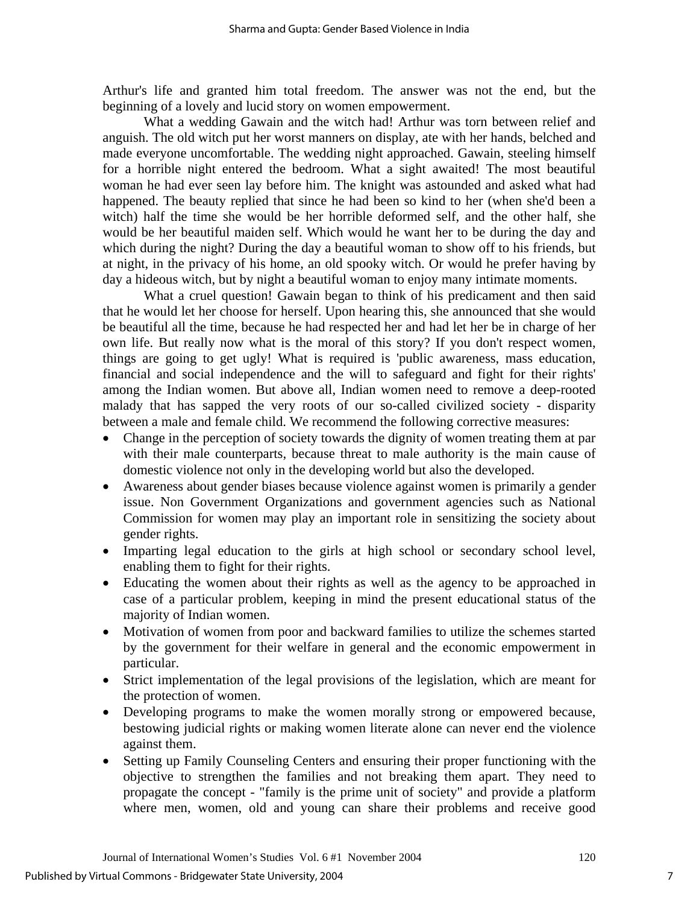Arthur's life and granted him total freedom. The answer was not the end, but the beginning of a lovely and lucid story on women empowerment.

What a wedding Gawain and the witch had! Arthur was torn between relief and anguish. The old witch put her worst manners on display, ate with her hands, belched and made everyone uncomfortable. The wedding night approached. Gawain, steeling himself for a horrible night entered the bedroom. What a sight awaited! The most beautiful woman he had ever seen lay before him. The knight was astounded and asked what had happened. The beauty replied that since he had been so kind to her (when she'd been a witch) half the time she would be her horrible deformed self, and the other half, she would be her beautiful maiden self. Which would he want her to be during the day and which during the night? During the day a beautiful woman to show off to his friends, but at night, in the privacy of his home, an old spooky witch. Or would he prefer having by day a hideous witch, but by night a beautiful woman to enjoy many intimate moments.

What a cruel question! Gawain began to think of his predicament and then said that he would let her choose for herself. Upon hearing this, she announced that she would be beautiful all the time, because he had respected her and had let her be in charge of her own life. But really now what is the moral of this story? If you don't respect women, things are going to get ugly! What is required is 'public awareness, mass education, financial and social independence and the will to safeguard and fight for their rights' among the Indian women. But above all, Indian women need to remove a deep-rooted malady that has sapped the very roots of our so-called civilized society - disparity between a male and female child. We recommend the following corrective measures:

- Change in the perception of society towards the dignity of women treating them at par with their male counterparts, because threat to male authority is the main cause of domestic violence not only in the developing world but also the developed.
- Awareness about gender biases because violence against women is primarily a gender issue. Non Government Organizations and government agencies such as National Commission for women may play an important role in sensitizing the society about gender rights.
- Imparting legal education to the girls at high school or secondary school level, enabling them to fight for their rights.
- Educating the women about their rights as well as the agency to be approached in case of a particular problem, keeping in mind the present educational status of the majority of Indian women.
- Motivation of women from poor and backward families to utilize the schemes started by the government for their welfare in general and the economic empowerment in particular.
- Strict implementation of the legal provisions of the legislation, which are meant for the protection of women.
- Developing programs to make the women morally strong or empowered because, bestowing judicial rights or making women literate alone can never end the violence against them.
- Setting up Family Counseling Centers and ensuring their proper functioning with the objective to strengthen the families and not breaking them apart. They need to propagate the concept - "family is the prime unit of society" and provide a platform where men, women, old and young can share their problems and receive good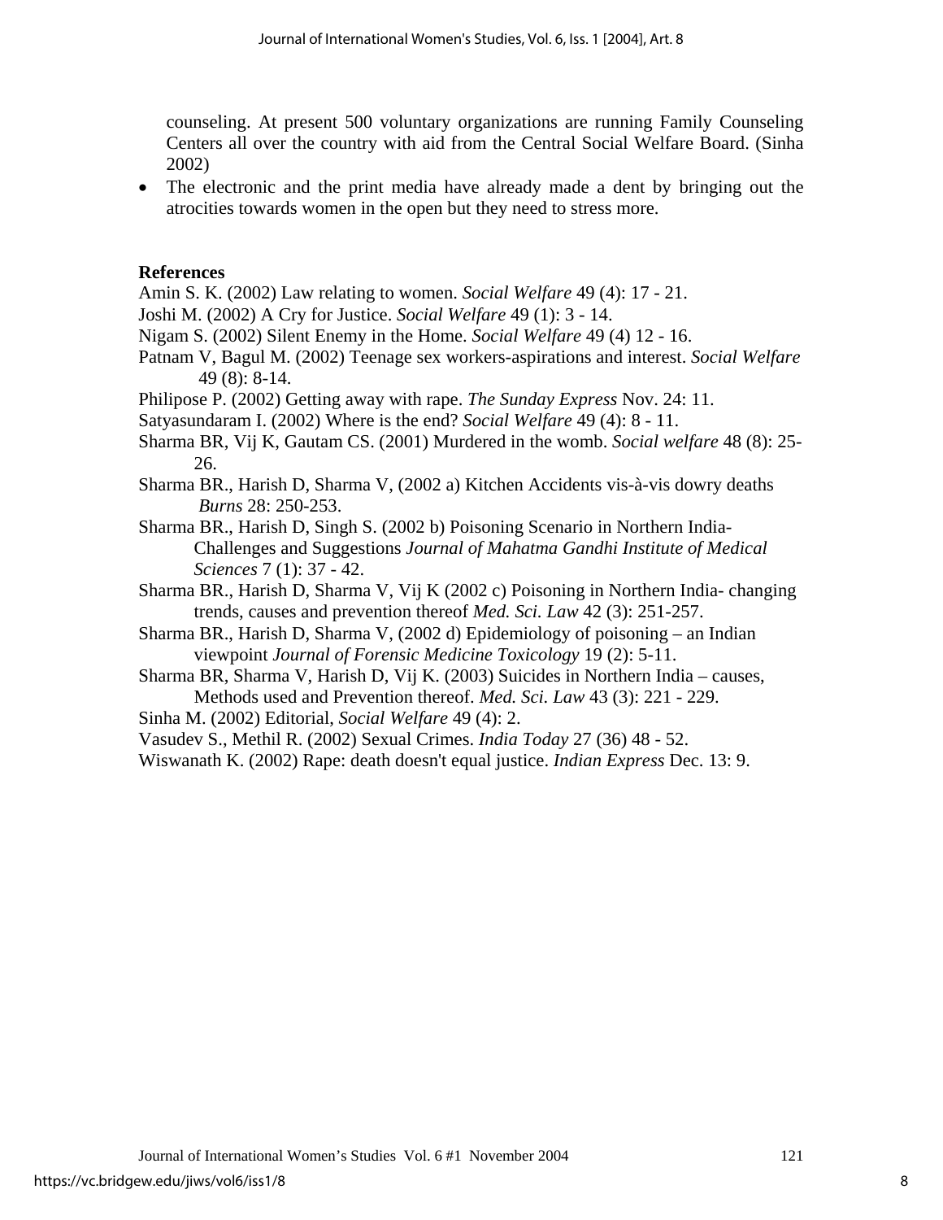counseling. At present 500 voluntary organizations are running Family Counseling Centers all over the country with aid from the Central Social Welfare Board. (Sinha 2002)

- The electronic and the print media have already made a dent by bringing out the atrocities towards women in the open but they need to stress more.

**References**

Amin S. K. (2002) Law relating to women. *Social Welfare* 49 (4): 17 - 21.

Joshi M. (2002) A Cry for Justice. *Social Welfare* 49 (1): 3 - 14.

Nigam S. (2002) Silent Enemy in the Home. *Social Welfare* 49 (4) 12 - 16.

Patnam V, Bagul M. (2002) Teenage sex workers-aspirations and interest. *Social Welfare* 49 (8): 8-14.

Philipose P. (2002) Getting away with rape. *The Sunday Express* Nov. 24: 11.

Satyasundaram I. (2002) Where is the end? *Social Welfare* 49 (4): 8 - 11.

Sharma BR, Vij K, Gautam CS. (2001) Murdered in the womb. *Social welfare* 48 (8): 25-26.

Sharma BR., Harish D, Sharma V, (2002 a) Kitchen Accidents vis-à-vis dowry deaths *Burns* 28: 250-253.

Sharma BR., Harish D, Singh S. (2002 b) Poisoning Scenario in Northern India-Challenges and Suggestions *Journal of Mahatma Gandhi Institute of Medical Sciences* 7 (1): 37 - 42.

Sharma BR., Harish D, Sharma V, Vij K (2002 c) Poisoning in Northern India- changing trends, causes and prevention thereof *Med. Sci. Law* 42 (3): 251-257.

Sharma BR., Harish D, Sharma V, (2002 d) Epidemiology of poisoning – an Indian viewpoint *Journal of Forensic Medicine Toxicology* 19 (2): 5-11.

Sharma BR, Sharma V, Harish D, Vij K. (2003) Suicides in Northern India – causes, Methods used and Prevention thereof. *Med. Sci. Law* 43 (3): 221 - 229.

Sinha M. (2002) Editorial, *Social Welfare* 49 (4): 2.

Vasudev S., Methil R. (2002) Sexual Crimes. *India Today* 27 (36) 48 - 52.

Wiswanath K. (2002) Rape: death doesn't equal justice. *Indian Express* Dec. 13: 9.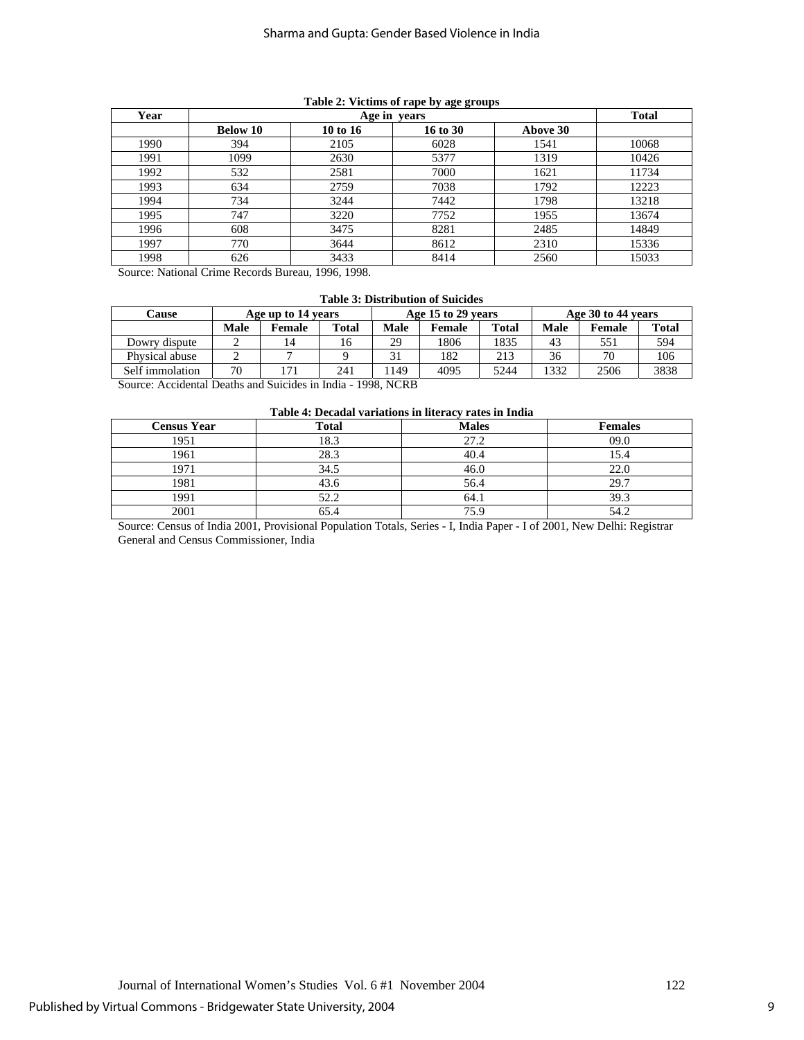**Table 2: Victims of rape by age groups**

| Year | Age in years | | | | Total |
|---|---|---|---|---|---|
| | Below 10 | 10 to 16 | 16 to 30 | Above 30 | |
| 1990 | 394 | 2105 | 6028 | 1541 | 10068 |
| 1991 | 1099 | 2630 | 5377 | 1319 | 10426 |
| 1992 | 532 | 2581 | 7000 | 1621 | 11734 |
| 1993 | 634 | 2759 | 7038 | 1792 | 12223 |
| 1994 | 734 | 3244 | 7442 | 1798 | 13218 |
| 1995 | 747 | 3220 | 7752 | 1955 | 13674 |
| 1996 | 608 | 3475 | 8281 | 2485 | 14849 |
| 1997 | 770 | 3644 | 8612 | 2310 | 15336 |
| 1998 | 626 | 3433 | 8414 | 2560 | 15033 |

Source: National Crime Records Bureau, 1996, 1998.

**Table 3: Distribution of Suicides**

| Cause | Age up to 14 years | | | Age 15 to 29 years | | | Age 30 to 44 years | | |
|---|---|---|---|---|---|---|---|---|---|
| | Male | Female | Total | Male | Female | Total | Male | Female | Total |
| Dowry dispute | 2 | 14 | 16 | 29 | 1806 | 1835 | 43 | 551 | 594 |
| Physical abuse | 2 | 7 | 9 | 31 | 182 | 213 | 36 | 70 | 106 |
| Self immolation | 70 | 171 | 241 | 1149 | 4095 | 5244 | 1332 | 2506 | 3838 |

Source: Accidental Deaths and Suicides in India - 1998, NCRB

**Table 4: Decadal variations in literacy rates in India**

| Census Year | Total | Males | Females |
|---|---|---|---|
| 1951 | 18.3 | 27.2 | 09.0 |
| 1961 | 28.3 | 40.4 | 15.4 |
| 1971 | 34.5 | 46.0 | 22.0 |
| 1981 | 43.6 | 56.4 | 29.7 |
| 1991 | 52.2 | 64.1 | 39.3 |
| 2001 | 65.4 | 75.9 | 54.2 |

Source: Census of India 2001, Provisional Population Totals, Series - I, India Paper - I of 2001, New Delhi: Registrar General and Census Commissioner, India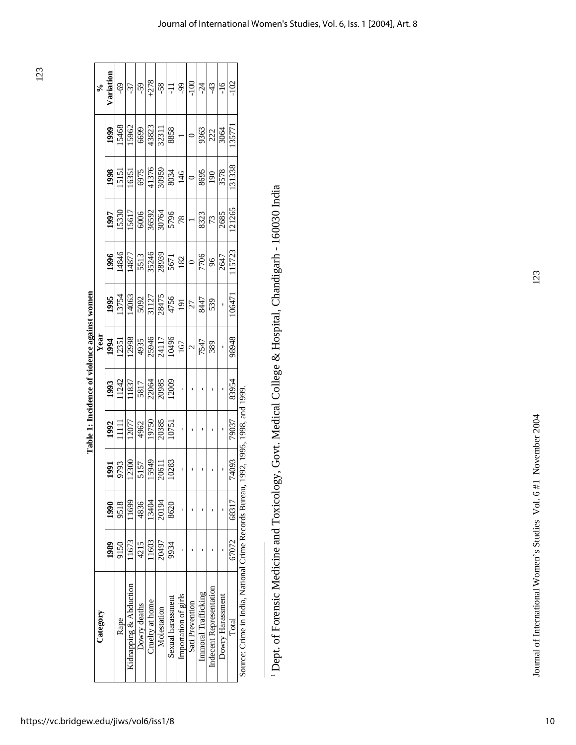**Table 1: Incidence of violence against women**

| Category | Year | | | | | | | | | | | % Variation |
|---|---|---|---|---|---|---|---|---|---|---|---|---|
| | 1989 | 1990 | 1991 | 1992 | 1993 | 1994 | 1995 | 1996 | 1997 | 1998 | 1999 | |
| Rape | 9150 | 9518 | 9793 | 11111 | 11242 | 12351 | 13754 | 14846 | 15330 | 15151 | 15468 | -69 |
| Kidnapping & Abduction | 11673 | 11699 | 12300 | 12077 | 11837 | 12998 | 14063 | 14877 | 15617 | 16351 | 15962 | -37 |
| Dowry deaths | 4215 | 4836 | 5157 | 4962 | 5817 | 4935 | 5092 | 5513 | 6006 | 6975 | 6699 | -59 |
| Cruelty at home | 11603 | 13404 | 15949 | 19750 | 22064 | 25946 | 31127 | 35246 | 36592 | 41376 | 43823 | +278 |
| Molestation | 20497 | 20194 | 20611 | 20385 | 20985 | 24117 | 28475 | 28939 | 30764 | 30959 | 32311 | -58 |
| Sexual harassment | 9934 | 8620 | 10283 | 10751 | 12009 | 10496 | 4756 | 5671 | 5796 | 8034 | 8858 | -11 |
| Importation of girls | - | - | - | - | - | 167 | 191 | 182 | 78 | 146 | 1 | -99 |
| Sati Prevention | - | - | - | - | - | 2 | 27 | 0 | 1 | 0 | 0 | -100 |
| Immoral Trafficking | - | - | - | - | - | 7547 | 8447 | 7706 | 8323 | 8695 | 9363 | -24 |
| Indecent Representation | - | - | - | - | - | 389 | 539 | 96 | 73 | 190 | 222 | -43 |
| Dowry Harassment | - | - | - | - | - | - | - | 2647 | 2685 | 3578 | 3064 | -16 |
| Total | 67072 | 68317 | 74093 | 79037 | 83954 | 98948 | 106471 | 115723 | 121265 | 131338 | 135771 | -102 |

Source: Crime in India, National Crime Records Bureau, 1992, 1995, 1998, and 1999.

[1] Dept. of Forensic Medicine and Toxicology, Govt. Medical College & Hospital, Chandigarh - 160030 India